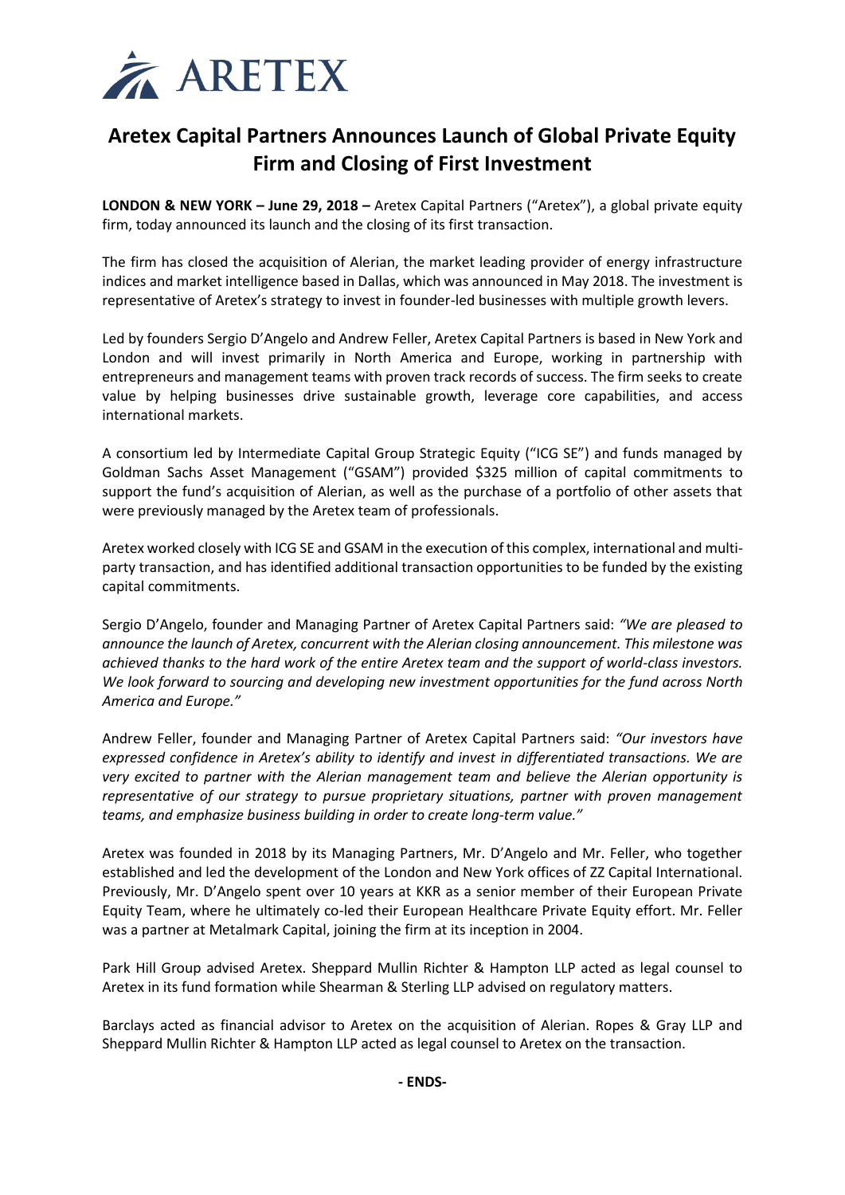ARETEX

# Aretex Capital Partners Announces Launch of Global Private Equity Firm and Closing of First Investment

**LONDON & NEW YORK – June 29, 2018 –** Aretex Capital Partners ("Aretex"), a global private equity firm, today announced its launch and the closing of its first transaction.

The firm has closed the acquisition of Alerian, the market leading provider of energy infrastructure indices and market intelligence based in Dallas, which was announced in May 2018. The investment is representative of Aretex's strategy to invest in founder-led businesses with multiple growth levers.

Led by founders Sergio D'Angelo and Andrew Feller, Aretex Capital Partners is based in New York and London and will invest primarily in North America and Europe, working in partnership with entrepreneurs and management teams with proven track records of success. The firm seeks to create value by helping businesses drive sustainable growth, leverage core capabilities, and access international markets.

A consortium led by Intermediate Capital Group Strategic Equity ("ICG SE") and funds managed by Goldman Sachs Asset Management ("GSAM") provided $325 million of capital commitments to support the fund's acquisition of Alerian, as well as the purchase of a portfolio of other assets that were previously managed by the Aretex team of professionals.

Aretex worked closely with ICG SE and GSAM in the execution of this complex, international and multi-party transaction, and has identified additional transaction opportunities to be funded by the existing capital commitments.

Sergio D'Angelo, founder and Managing Partner of Aretex Capital Partners said: *"We are pleased to announce the launch of Aretex, concurrent with the Alerian closing announcement. This milestone was achieved thanks to the hard work of the entire Aretex team and the support of world-class investors. We look forward to sourcing and developing new investment opportunities for the fund across North America and Europe."*

Andrew Feller, founder and Managing Partner of Aretex Capital Partners said: *"Our investors have expressed confidence in Aretex's ability to identify and invest in differentiated transactions. We are very excited to partner with the Alerian management team and believe the Alerian opportunity is representative of our strategy to pursue proprietary situations, partner with proven management teams, and emphasize business building in order to create long-term value."*

Aretex was founded in 2018 by its Managing Partners, Mr. D'Angelo and Mr. Feller, who together established and led the development of the London and New York offices of ZZ Capital International. Previously, Mr. D'Angelo spent over 10 years at KKR as a senior member of their European Private Equity Team, where he ultimately co-led their European Healthcare Private Equity effort. Mr. Feller was a partner at Metalmark Capital, joining the firm at its inception in 2004.

Park Hill Group advised Aretex. Sheppard Mullin Richter & Hampton LLP acted as legal counsel to Aretex in its fund formation while Shearman & Sterling LLP advised on regulatory matters.

Barclays acted as financial advisor to Aretex on the acquisition of Alerian. Ropes & Gray LLP and Sheppard Mullin Richter & Hampton LLP acted as legal counsel to Aretex on the transaction.

**- ENDS-**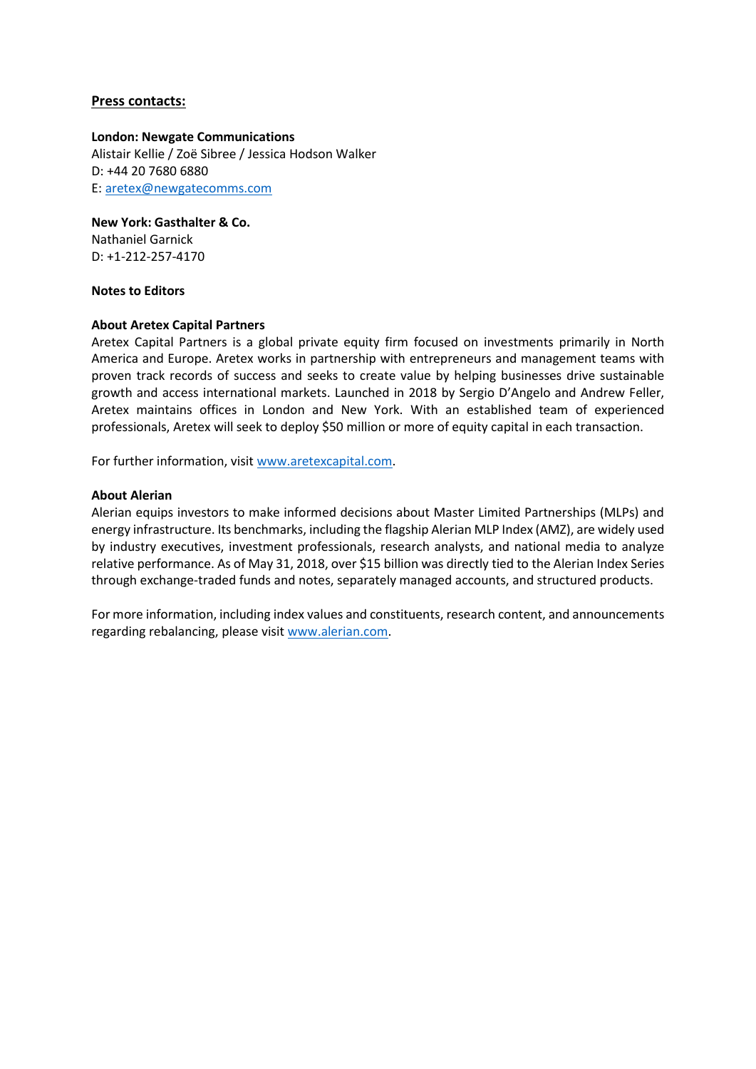**Press contacts:**

**London: Newgate Communications**
Alistair Kellie / Zoë Sibree / Jessica Hodson Walker
D: +44 20 7680 6880
E: aretex@newgatecomms.com

**New York: Gasthalter & Co.**
Nathaniel Garnick
D: +1-212-257-4170

**Notes to Editors**

**About Aretex Capital Partners**
Aretex Capital Partners is a global private equity firm focused on investments primarily in North America and Europe. Aretex works in partnership with entrepreneurs and management teams with proven track records of success and seeks to create value by helping businesses drive sustainable growth and access international markets. Launched in 2018 by Sergio D'Angelo and Andrew Feller, Aretex maintains offices in London and New York. With an established team of experienced professionals, Aretex will seek to deploy $50 million or more of equity capital in each transaction.

For further information, visit www.aretexcapital.com.

**About Alerian**
Alerian equips investors to make informed decisions about Master Limited Partnerships (MLPs) and energy infrastructure. Its benchmarks, including the flagship Alerian MLP Index (AMZ), are widely used by industry executives, investment professionals, research analysts, and national media to analyze relative performance. As of May 31, 2018, over $15 billion was directly tied to the Alerian Index Series through exchange-traded funds and notes, separately managed accounts, and structured products.

For more information, including index values and constituents, research content, and announcements regarding rebalancing, please visit www.alerian.com.